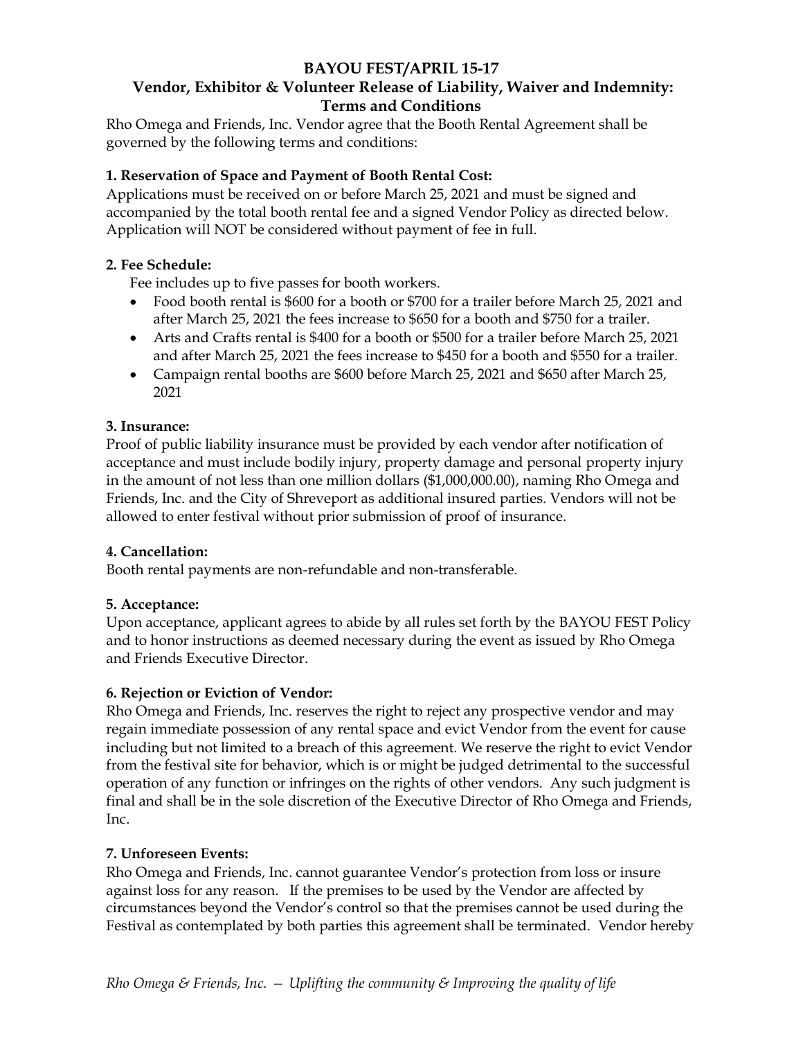# BAYOU FEST/APRIL 15-17

## Vendor, Exhibitor & Volunteer Release of Liability, Waiver and Indemnity: Terms and Conditions

Rho Omega and Friends, Inc. Vendor agree that the Booth Rental Agreement shall be governed by the following terms and conditions:

**1. Reservation of Space and Payment of Booth Rental Cost:**

Applications must be received on or before March 25, 2021 and must be signed and accompanied by the total booth rental fee and a signed Vendor Policy as directed below. Application will NOT be considered without payment of fee in full.

**2. Fee Schedule:**

Fee includes up to five passes for booth workers.

- Food booth rental is $600 for a booth or $700 for a trailer before March 25, 2021 and after March 25, 2021 the fees increase to $650 for a booth and $750 for a trailer.
- Arts and Crafts rental is $400 for a booth or $500 for a trailer before March 25, 2021 and after March 25, 2021 the fees increase to $450 for a booth and $550 for a trailer.
- Campaign rental booths are $600 before March 25, 2021 and $650 after March 25, 2021

**3. Insurance:**

Proof of public liability insurance must be provided by each vendor after notification of acceptance and must include bodily injury, property damage and personal property injury in the amount of not less than one million dollars ($1,000,000.00), naming Rho Omega and Friends, Inc. and the City of Shreveport as additional insured parties. Vendors will not be allowed to enter festival without prior submission of proof of insurance.

**4. Cancellation:**

Booth rental payments are non-refundable and non-transferable.

**5. Acceptance:**

Upon acceptance, applicant agrees to abide by all rules set forth by the BAYOU FEST Policy and to honor instructions as deemed necessary during the event as issued by Rho Omega and Friends Executive Director.

**6. Rejection or Eviction of Vendor:**

Rho Omega and Friends, Inc. reserves the right to reject any prospective vendor and may regain immediate possession of any rental space and evict Vendor from the event for cause including but not limited to a breach of this agreement. We reserve the right to evict Vendor from the festival site for behavior, which is or might be judged detrimental to the successful operation of any function or infringes on the rights of other vendors. Any such judgment is final and shall be in the sole discretion of the Executive Director of Rho Omega and Friends, Inc.

**7. Unforeseen Events:**

Rho Omega and Friends, Inc. cannot guarantee Vendor's protection from loss or insure against loss for any reason. If the premises to be used by the Vendor are affected by circumstances beyond the Vendor's control so that the premises cannot be used during the Festival as contemplated by both parties this agreement shall be terminated. Vendor hereby

*Rho Omega & Friends, Inc. — Uplifting the community & Improving the quality of life*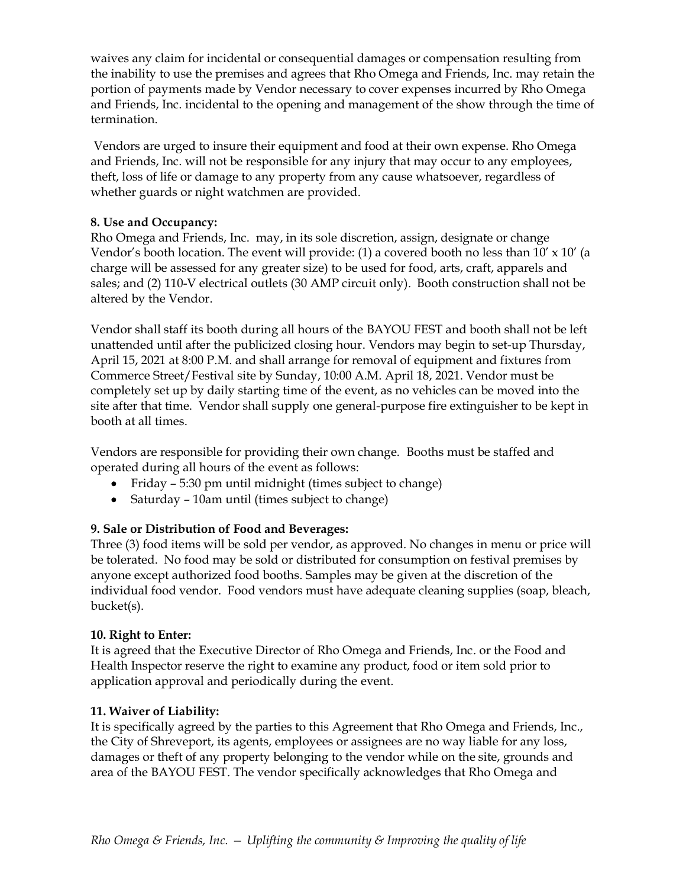waives any claim for incidental or consequential damages or compensation resulting from the inability to use the premises and agrees that Rho Omega and Friends, Inc. may retain the portion of payments made by Vendor necessary to cover expenses incurred by Rho Omega and Friends, Inc. incidental to the opening and management of the show through the time of termination.

Vendors are urged to insure their equipment and food at their own expense. Rho Omega and Friends, Inc. will not be responsible for any injury that may occur to any employees, theft, loss of life or damage to any property from any cause whatsoever, regardless of whether guards or night watchmen are provided.

**8. Use and Occupancy:**
Rho Omega and Friends, Inc. may, in its sole discretion, assign, designate or change Vendor's booth location. The event will provide: (1) a covered booth no less than 10' x 10' (a charge will be assessed for any greater size) to be used for food, arts, craft, apparels and sales; and (2) 110-V electrical outlets (30 AMP circuit only). Booth construction shall not be altered by the Vendor.

Vendor shall staff its booth during all hours of the BAYOU FEST and booth shall not be left unattended until after the publicized closing hour. Vendors may begin to set-up Thursday, April 15, 2021 at 8:00 P.M. and shall arrange for removal of equipment and fixtures from Commerce Street/Festival site by Sunday, 10:00 A.M. April 18, 2021. Vendor must be completely set up by daily starting time of the event, as no vehicles can be moved into the site after that time. Vendor shall supply one general-purpose fire extinguisher to be kept in booth at all times.

Vendors are responsible for providing their own change. Booths must be staffed and operated during all hours of the event as follows:

- Friday – 5:30 pm until midnight (times subject to change)
- Saturday – 10am until (times subject to change)

**9. Sale or Distribution of Food and Beverages:**
Three (3) food items will be sold per vendor, as approved. No changes in menu or price will be tolerated. No food may be sold or distributed for consumption on festival premises by anyone except authorized food booths. Samples may be given at the discretion of the individual food vendor. Food vendors must have adequate cleaning supplies (soap, bleach, bucket(s).

**10. Right to Enter:**
It is agreed that the Executive Director of Rho Omega and Friends, Inc. or the Food and Health Inspector reserve the right to examine any product, food or item sold prior to application approval and periodically during the event.

**11. Waiver of Liability:**
It is specifically agreed by the parties to this Agreement that Rho Omega and Friends, Inc., the City of Shreveport, its agents, employees or assignees are no way liable for any loss, damages or theft of any property belonging to the vendor while on the site, grounds and area of the BAYOU FEST. The vendor specifically acknowledges that Rho Omega and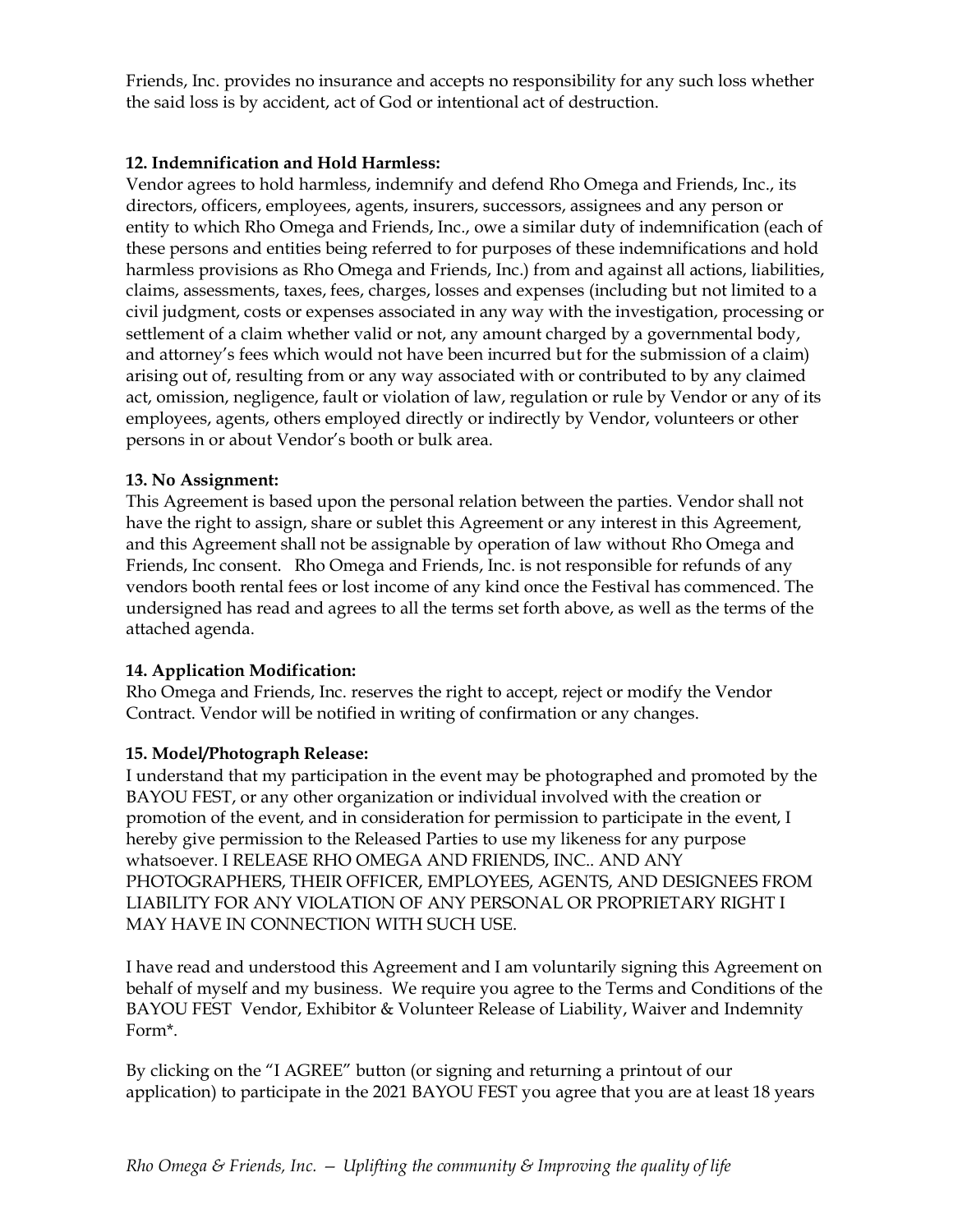Friends, Inc. provides no insurance and accepts no responsibility for any such loss whether the said loss is by accident, act of God or intentional act of destruction.

**12. Indemnification and Hold Harmless:**
Vendor agrees to hold harmless, indemnify and defend Rho Omega and Friends, Inc., its directors, officers, employees, agents, insurers, successors, assignees and any person or entity to which Rho Omega and Friends, Inc., owe a similar duty of indemnification (each of these persons and entities being referred to for purposes of these indemnifications and hold harmless provisions as Rho Omega and Friends, Inc.) from and against all actions, liabilities, claims, assessments, taxes, fees, charges, losses and expenses (including but not limited to a civil judgment, costs or expenses associated in any way with the investigation, processing or settlement of a claim whether valid or not, any amount charged by a governmental body, and attorney's fees which would not have been incurred but for the submission of a claim) arising out of, resulting from or any way associated with or contributed to by any claimed act, omission, negligence, fault or violation of law, regulation or rule by Vendor or any of its employees, agents, others employed directly or indirectly by Vendor, volunteers or other persons in or about Vendor's booth or bulk area.

**13. No Assignment:**
This Agreement is based upon the personal relation between the parties. Vendor shall not have the right to assign, share or sublet this Agreement or any interest in this Agreement, and this Agreement shall not be assignable by operation of law without Rho Omega and Friends, Inc consent. Rho Omega and Friends, Inc. is not responsible for refunds of any vendors booth rental fees or lost income of any kind once the Festival has commenced. The undersigned has read and agrees to all the terms set forth above, as well as the terms of the attached agenda.

**14. Application Modification:**
Rho Omega and Friends, Inc. reserves the right to accept, reject or modify the Vendor Contract. Vendor will be notified in writing of confirmation or any changes.

**15. Model/Photograph Release:**
I understand that my participation in the event may be photographed and promoted by the BAYOU FEST, or any other organization or individual involved with the creation or promotion of the event, and in consideration for permission to participate in the event, I hereby give permission to the Released Parties to use my likeness for any purpose whatsoever. I RELEASE RHO OMEGA AND FRIENDS, INC.. AND ANY PHOTOGRAPHERS, THEIR OFFICER, EMPLOYEES, AGENTS, AND DESIGNEES FROM LIABILITY FOR ANY VIOLATION OF ANY PERSONAL OR PROPRIETARY RIGHT I MAY HAVE IN CONNECTION WITH SUCH USE.

I have read and understood this Agreement and I am voluntarily signing this Agreement on behalf of myself and my business. We require you agree to the Terms and Conditions of the BAYOU FEST Vendor, Exhibitor & Volunteer Release of Liability, Waiver and Indemnity Form*.

By clicking on the "I AGREE" button (or signing and returning a printout of our application) to participate in the 2021 BAYOU FEST you agree that you are at least 18 years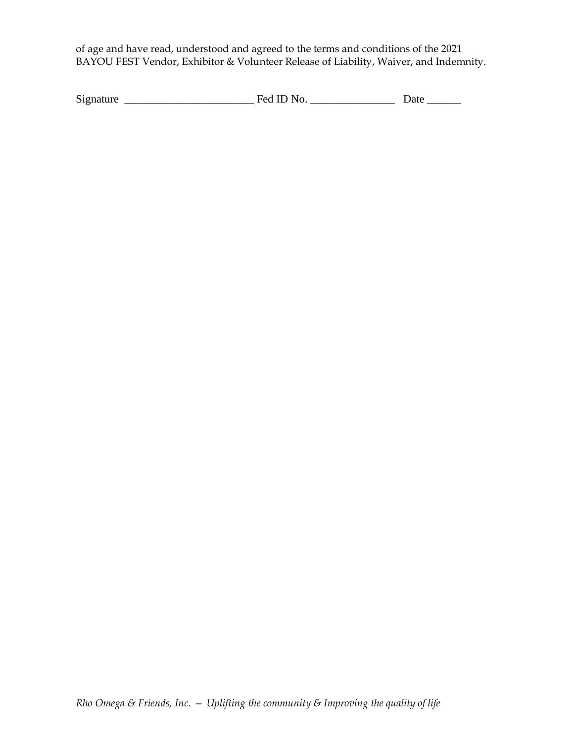of age and have read, understood and agreed to the terms and conditions of the 2021 BAYOU FEST Vendor, Exhibitor & Volunteer Release of Liability, Waiver, and Indemnity.

Signature ________________________ Fed ID No. ________________ Date ______